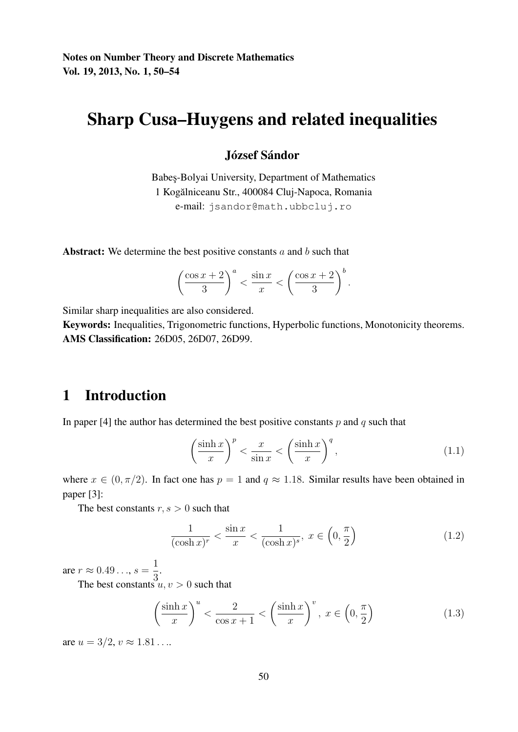# Sharp Cusa–Huygens and related inequalities

**József Sándor**

Babeş-Bolyai University, Department of Mathematics
1 Kogălniceanu Str., 400084 Cluj-Napoca, Romania
e-mail: `jsandor@math.ubbcluj.ro`

**Abstract:** We determine the best positive constants $a$ and $b$ such that

$$\left(\frac{\cos x + 2}{3}\right)^a < \frac{\sin x}{x} < \left(\frac{\cos x + 2}{3}\right)^b.$$

Similar sharp inequalities are also considered.

**Keywords:** Inequalities, Trigonometric functions, Hyperbolic functions, Monotonicity theorems.

**AMS Classification:** 26D05, 26D07, 26D99.

## 1 Introduction

In paper [4] the author has determined the best positive constants $p$ and $q$ such that

$$\left(\frac{\sinh x}{x}\right)^p < \frac{x}{\sin x} < \left(\frac{\sinh x}{x}\right)^q, \tag{1.1}$$

where $x \in (0, \pi/2)$. In fact one has $p = 1$ and $q \approx 1.18$. Similar results have been obtained in paper [3]:

The best constants $r, s > 0$ such that

$$\frac{1}{(\cosh x)^r} < \frac{\sin x}{x} < \frac{1}{(\cosh x)^s},\ x \in \left(0, \frac{\pi}{2}\right) \tag{1.2}$$

are $r \approx 0.49\ldots$, $s = \dfrac{1}{3}$.

The best constants $u, v > 0$ such that

$$\left(\frac{\sinh x}{x}\right)^u < \frac{2}{\cos x + 1} < \left(\frac{\sinh x}{x}\right)^v,\ x \in \left(0, \frac{\pi}{2}\right) \tag{1.3}$$

are $u = 3/2$, $v \approx 1.81\ldots$.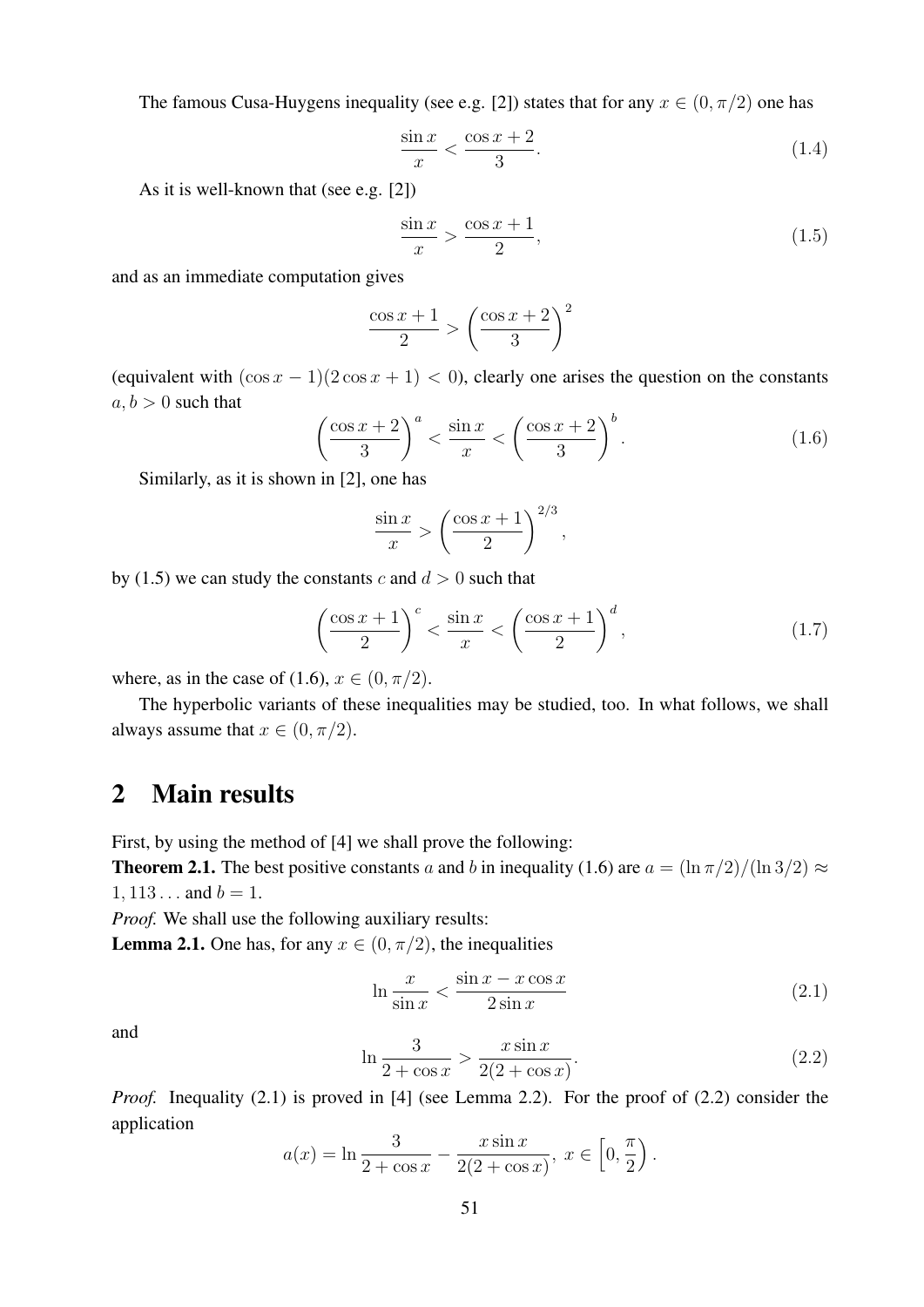The famous Cusa-Huygens inequality (see e.g. [2]) states that for any $x \in (0, \pi/2)$ one has

$$\frac{\sin x}{x} < \frac{\cos x + 2}{3}. \tag{1.4}$$

As it is well-known that (see e.g. [2])

$$\frac{\sin x}{x} > \frac{\cos x + 1}{2}, \tag{1.5}$$

and as an immediate computation gives

$$\frac{\cos x + 1}{2} > \left(\frac{\cos x + 2}{3}\right)^2$$

(equivalent with $(\cos x - 1)(2\cos x + 1) < 0$), clearly one arises the question on the constants $a, b > 0$ such that

$$\left(\frac{\cos x + 2}{3}\right)^a < \frac{\sin x}{x} < \left(\frac{\cos x + 2}{3}\right)^b. \tag{1.6}$$

Similarly, as it is shown in [2], one has

$$\frac{\sin x}{x} > \left(\frac{\cos x + 1}{2}\right)^{2/3},$$

by (1.5) we can study the constants $c$ and $d > 0$ such that

$$\left(\frac{\cos x + 1}{2}\right)^c < \frac{\sin x}{x} < \left(\frac{\cos x + 1}{2}\right)^d, \tag{1.7}$$

where, as in the case of (1.6), $x \in (0, \pi/2)$.

The hyperbolic variants of these inequalities may be studied, too. In what follows, we shall always assume that $x \in (0, \pi/2)$.

## 2 Main results

First, by using the method of [4] we shall prove the following:

**Theorem 2.1.** The best positive constants $a$ and $b$ in inequality (1.6) are $a = (\ln \pi/2)/(\ln 3/2) \approx 1,113\ldots$ and $b = 1$.

*Proof.* We shall use the following auxiliary results:

**Lemma 2.1.** One has, for any $x \in (0, \pi/2)$, the inequalities

$$\ln \frac{x}{\sin x} < \frac{\sin x - x\cos x}{2\sin x} \tag{2.1}$$

and

$$\ln \frac{3}{2 + \cos x} > \frac{x \sin x}{2(2 + \cos x)}. \tag{2.2}$$

*Proof.* Inequality (2.1) is proved in [4] (see Lemma 2.2). For the proof of (2.2) consider the application

$$a(x) = \ln \frac{3}{2 + \cos x} - \frac{x \sin x}{2(2 + \cos x)},\ x \in \left[0, \frac{\pi}{2}\right).$$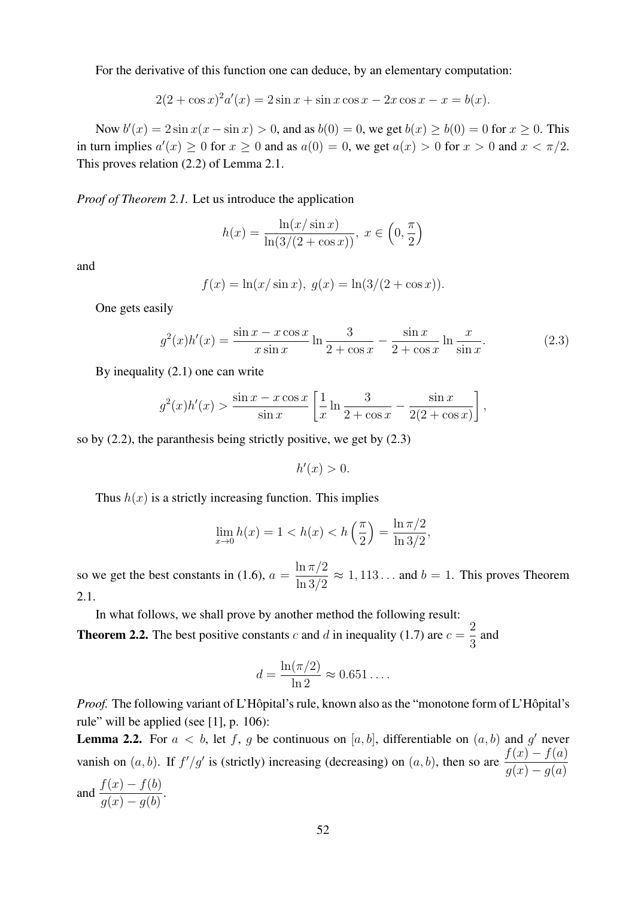For the derivative of this function one can deduce, by an elementary computation:

$$2(2+\cos x)^2 a'(x) = 2\sin x + \sin x \cos x - 2x\cos x - x = b(x).$$

Now $b'(x) = 2\sin x(x - \sin x) > 0$, and as $b(0) = 0$, we get $b(x) \geq b(0) = 0$ for $x \geq 0$. This in turn implies $a'(x) \geq 0$ for $x \geq 0$ and as $a(0) = 0$, we get $a(x) > 0$ for $x > 0$ and $x < \pi/2$. This proves relation (2.2) of Lemma 2.1.

*Proof of Theorem 2.1.* Let us introduce the application

$$h(x) = \frac{\ln(x/\sin x)}{\ln(3/(2+\cos x))},\ x \in \left(0, \frac{\pi}{2}\right)$$

and

$$f(x) = \ln(x/\sin x),\ g(x) = \ln(3/(2+\cos x)).$$

One gets easily

$$g^2(x)h'(x) = \frac{\sin x - x\cos x}{x\sin x}\ln\frac{3}{2+\cos x} - \frac{\sin x}{2+\cos x}\ln\frac{x}{\sin x}. \tag{2.3}$$

By inequality (2.1) one can write

$$g^2(x)h'(x) > \frac{\sin x - x\cos x}{\sin x}\left[\frac{1}{x}\ln\frac{3}{2+\cos x} - \frac{\sin x}{2(2+\cos x)}\right],$$

so by (2.2), the paranthesis being strictly positive, we get by (2.3)

$$h'(x) > 0.$$

Thus $h(x)$ is a strictly increasing function. This implies

$$\lim_{x\to 0} h(x) = 1 < h(x) < h\left(\frac{\pi}{2}\right) = \frac{\ln \pi/2}{\ln 3/2},$$

so we get the best constants in (1.6), $a = \dfrac{\ln \pi/2}{\ln 3/2} \approx 1,113\ldots$ and $b = 1$. This proves Theorem 2.1.

In what follows, we shall prove by another method the following result:

**Theorem 2.2.** The best positive constants $c$ and $d$ in inequality (1.7) are $c = \dfrac{2}{3}$ and

$$d = \frac{\ln(\pi/2)}{\ln 2} \approx 0.651\ldots.$$

*Proof.* The following variant of L'Hôpital's rule, known also as the "monotone form of L'Hôpital's rule" will be applied (see [1], p. 106):

**Lemma 2.2.** For $a < b$, let $f$, $g$ be continuous on $[a, b]$, differentiable on $(a, b)$ and $g'$ never vanish on $(a, b)$. If $f'/g'$ is (strictly) increasing (decreasing) on $(a, b)$, then so are $\dfrac{f(x) - f(a)}{g(x) - g(a)}$ and $\dfrac{f(x) - f(b)}{g(x) - g(b)}$.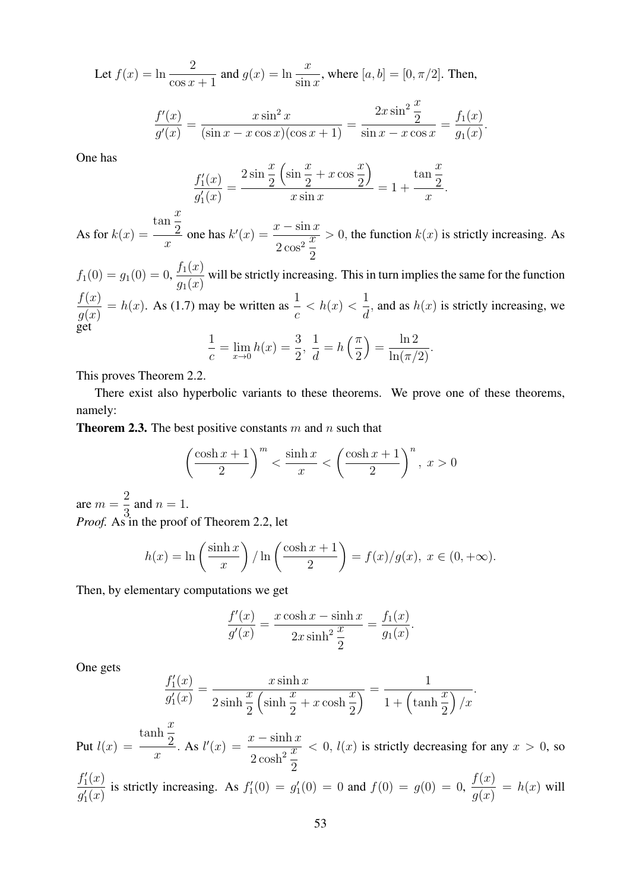Let $f(x) = \ln \dfrac{2}{\cos x + 1}$ and $g(x) = \ln \dfrac{x}{\sin x}$, where $[a, b] = [0, \pi/2]$. Then,

$$\frac{f'(x)}{g'(x)} = \frac{x \sin^2 x}{(\sin x - x \cos x)(\cos x + 1)} = \frac{2x \sin^2 \dfrac{x}{2}}{\sin x - x \cos x} = \frac{f_1(x)}{g_1(x)}.$$

One has

$$\frac{f_1'(x)}{g_1'(x)} = \frac{2 \sin \dfrac{x}{2} \left( \sin \dfrac{x}{2} + x \cos \dfrac{x}{2} \right)}{x \sin x} = 1 + \frac{\tan \dfrac{x}{2}}{x}.$$

As for $k(x) = \dfrac{\tan \frac{x}{2}}{x}$ one has $k'(x) = \dfrac{x - \sin x}{2 \cos^2 \frac{x}{2}} > 0$, the function $k(x)$ is strictly increasing. As $f_1(0) = g_1(0) = 0$, $\dfrac{f_1(x)}{g_1(x)}$ will be strictly increasing. This in turn implies the same for the function $\dfrac{f(x)}{g(x)} = h(x)$. As (1.7) may be written as $\dfrac{1}{c} < h(x) < \dfrac{1}{d}$, and as $h(x)$ is strictly increasing, we get

$$\frac{1}{c} = \lim_{x \to 0} h(x) = \frac{3}{2},\ \frac{1}{d} = h\left(\frac{\pi}{2}\right) = \frac{\ln 2}{\ln(\pi/2)}.$$

This proves Theorem 2.2.

There exist also hyperbolic variants to these theorems. We prove one of these theorems, namely:

**Theorem 2.3.** The best positive constants $m$ and $n$ such that

$$\left( \frac{\cosh x + 1}{2} \right)^m < \frac{\sinh x}{x} < \left( \frac{\cosh x + 1}{2} \right)^n,\ x > 0$$

are $m = \dfrac{2}{3}$ and $n = 1$.

*Proof.* As in the proof of Theorem 2.2, let

$$h(x) = \ln \left( \frac{\sinh x}{x} \right) / \ln \left( \frac{\cosh x + 1}{2} \right) = f(x)/g(x),\ x \in (0, +\infty).$$

Then, by elementary computations we get

$$\frac{f'(x)}{g'(x)} = \frac{x \cosh x - \sinh x}{2x \sinh^2 \dfrac{x}{2}} = \frac{f_1(x)}{g_1(x)}.$$

One gets

$$\frac{f_1'(x)}{g_1'(x)} = \frac{x \sinh x}{2 \sinh \dfrac{x}{2} \left( \sinh \dfrac{x}{2} + x \cosh \dfrac{x}{2} \right)} = \frac{1}{1 + \left( \tanh \dfrac{x}{2} \right) / x}.$$

Put $l(x) = \dfrac{\tanh \frac{x}{2}}{x}$. As $l'(x) = \dfrac{x - \sinh x}{2 \cosh^2 \frac{x}{2}} < 0$, $l(x)$ is strictly decreasing for any $x > 0$, so $\dfrac{f_1'(x)}{g_1'(x)}$ is strictly increasing. As $f_1'(0) = g_1'(0) = 0$ and $f(0) = g(0) = 0$, $\dfrac{f(x)}{g(x)} = h(x)$ will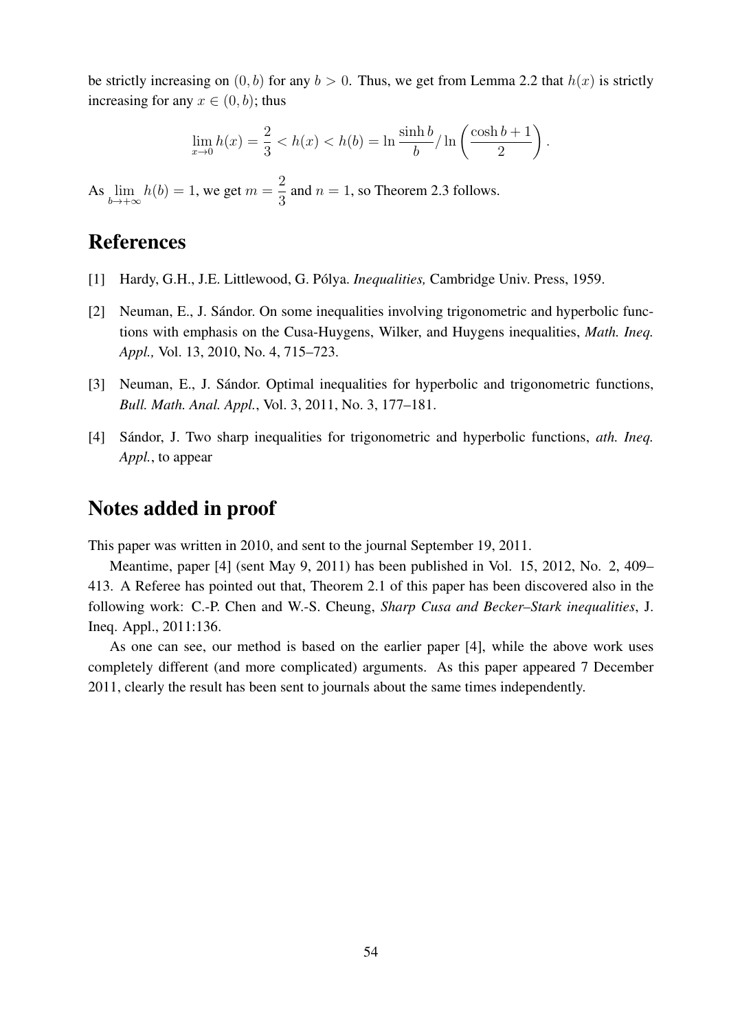be strictly increasing on $(0, b)$ for any $b > 0$. Thus, we get from Lemma 2.2 that $h(x)$ is strictly increasing for any $x \in (0, b)$; thus

$$\lim_{x \to 0} h(x) = \frac{2}{3} < h(x) < h(b) = \ln \frac{\sinh b}{b} / \ln \left( \frac{\cosh b + 1}{2} \right).$$

As $\lim_{b \to +\infty} h(b) = 1$, we get $m = \dfrac{2}{3}$ and $n = 1$, so Theorem 2.3 follows.

## References

[1] Hardy, G.H., J.E. Littlewood, G. Pólya. *Inequalities,* Cambridge Univ. Press, 1959.

[2] Neuman, E., J. Sándor. On some inequalities involving trigonometric and hyperbolic functions with emphasis on the Cusa-Huygens, Wilker, and Huygens inequalities, *Math. Ineq. Appl.,* Vol. 13, 2010, No. 4, 715–723.

[3] Neuman, E., J. Sándor. Optimal inequalities for hyperbolic and trigonometric functions, *Bull. Math. Anal. Appl.*, Vol. 3, 2011, No. 3, 177–181.

[4] Sándor, J. Two sharp inequalities for trigonometric and hyperbolic functions, *ath. Ineq. Appl.*, to appear

## Notes added in proof

This paper was written in 2010, and sent to the journal September 19, 2011.

Meantime, paper [4] (sent May 9, 2011) has been published in Vol. 15, 2012, No. 2, 409–413. A Referee has pointed out that, Theorem 2.1 of this paper has been discovered also in the following work: C.-P. Chen and W.-S. Cheung, *Sharp Cusa and Becker–Stark inequalities*, J. Ineq. Appl., 2011:136.

As one can see, our method is based on the earlier paper [4], while the above work uses completely different (and more complicated) arguments. As this paper appeared 7 December 2011, clearly the result has been sent to journals about the same times independently.